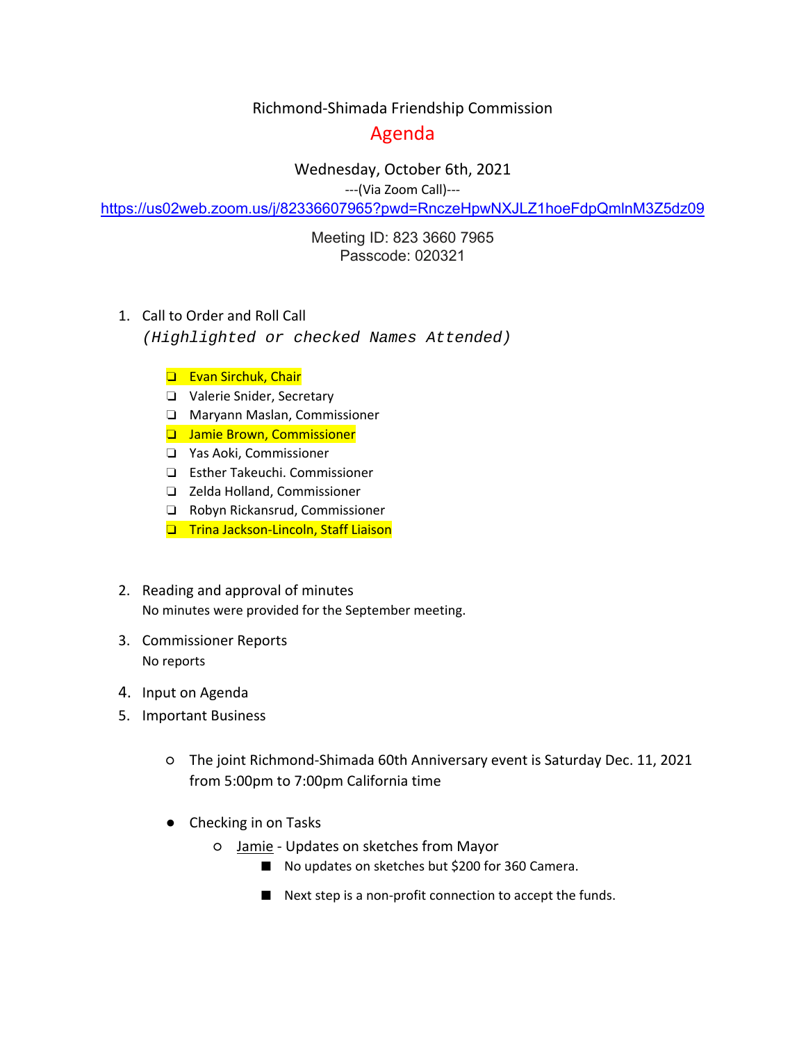Richmond-Shimada Friendship Commission

# Agenda

Wednesday, October 6th, 2021

---(Via Zoom Call)---

https://us02web.zoom.us/j/82336607965?pwd=RnczeHpwNXJLZ1hoeFdpQmlnM3Z5dz09

Meeting ID: 823 3660 7965
Passcode: 020321

1. Call to Order and Roll Call
   *(Highlighted or checked Names Attended)*

   - ❑ Evan Sirchuk, Chair
   - ❑ Valerie Snider, Secretary
   - ❑ Maryann Maslan, Commissioner
   - ❑ Jamie Brown, Commissioner
   - ❑ Yas Aoki, Commissioner
   - ❑ Esther Takeuchi. Commissioner
   - ❑ Zelda Holland, Commissioner
   - ❑ Robyn Rickansrud, Commissioner
   - ❑ Trina Jackson-Lincoln, Staff Liaison

2. Reading and approval of minutes
   No minutes were provided for the September meeting.
3. Commissioner Reports
   No reports
4. Input on Agenda
5. Important Business

   - The joint Richmond-Shimada 60th Anniversary event is Saturday Dec. 11, 2021 from 5:00pm to 7:00pm California time

   - Checking in on Tasks
     - Jamie - Updates on sketches from Mayor
       - No updates on sketches but $200 for 360 Camera.
       - Next step is a non-profit connection to accept the funds.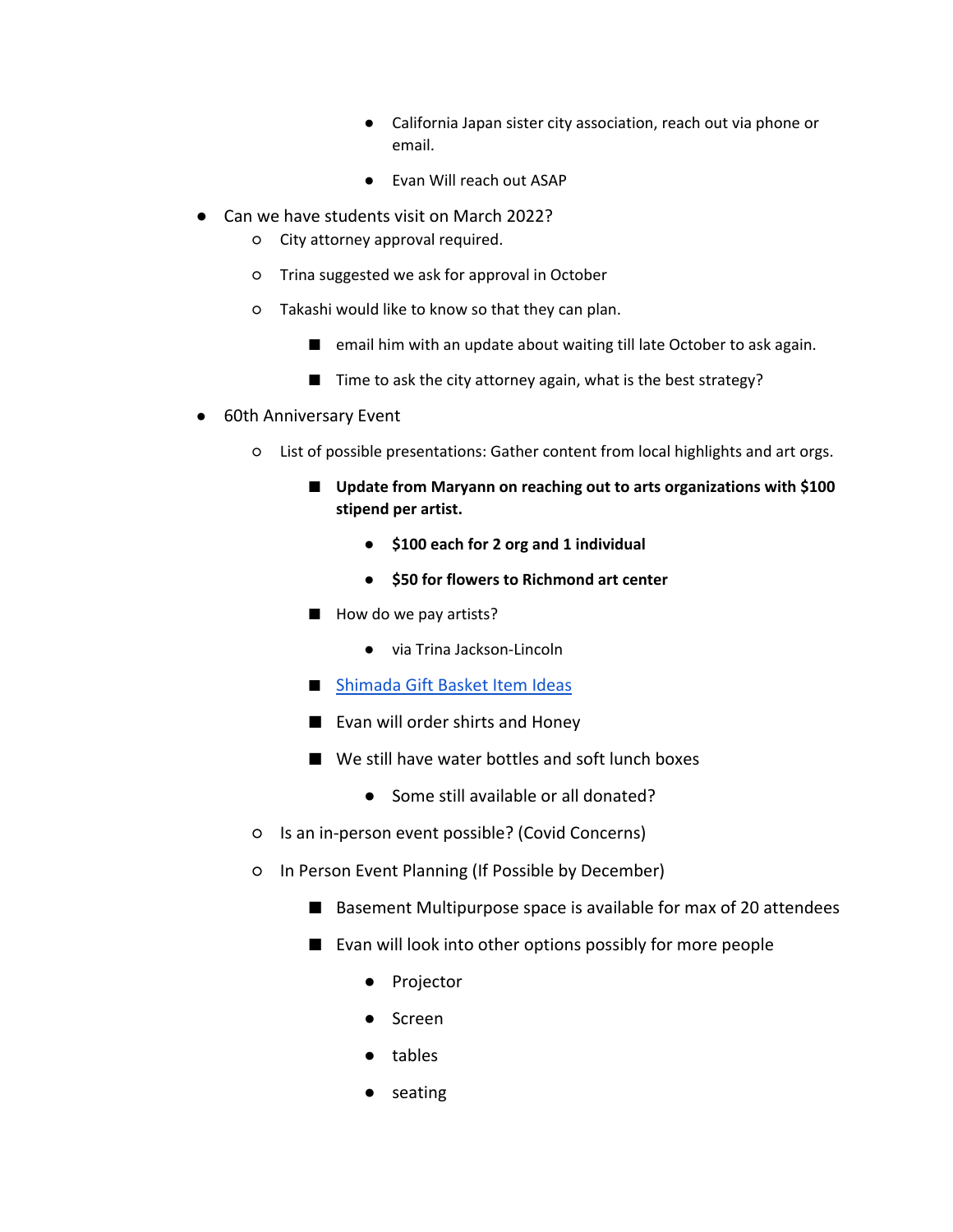- California Japan sister city association, reach out via phone or email.
      - Evan Will reach out ASAP
- Can we have students visit on March 2022?
  - City attorney approval required.
  - Trina suggested we ask for approval in October
  - Takashi would like to know so that they can plan.
    - email him with an update about waiting till late October to ask again.
    - Time to ask the city attorney again, what is the best strategy?
- 60th Anniversary Event
  - List of possible presentations: Gather content from local highlights and art orgs.
    - **Update from Maryann on reaching out to arts organizations with $100 stipend per artist.**
      - **$100 each for 2 org and 1 individual**
      - **$50 for flowers to Richmond art center**
    - How do we pay artists?
      - via Trina Jackson-Lincoln
    - Shimada Gift Basket Item Ideas
    - Evan will order shirts and Honey
    - We still have water bottles and soft lunch boxes
      - Some still available or all donated?
  - Is an in-person event possible? (Covid Concerns)
  - In Person Event Planning (If Possible by December)
    - Basement Multipurpose space is available for max of 20 attendees
    - Evan will look into other options possibly for more people
      - Projector
      - Screen
      - tables
      - seating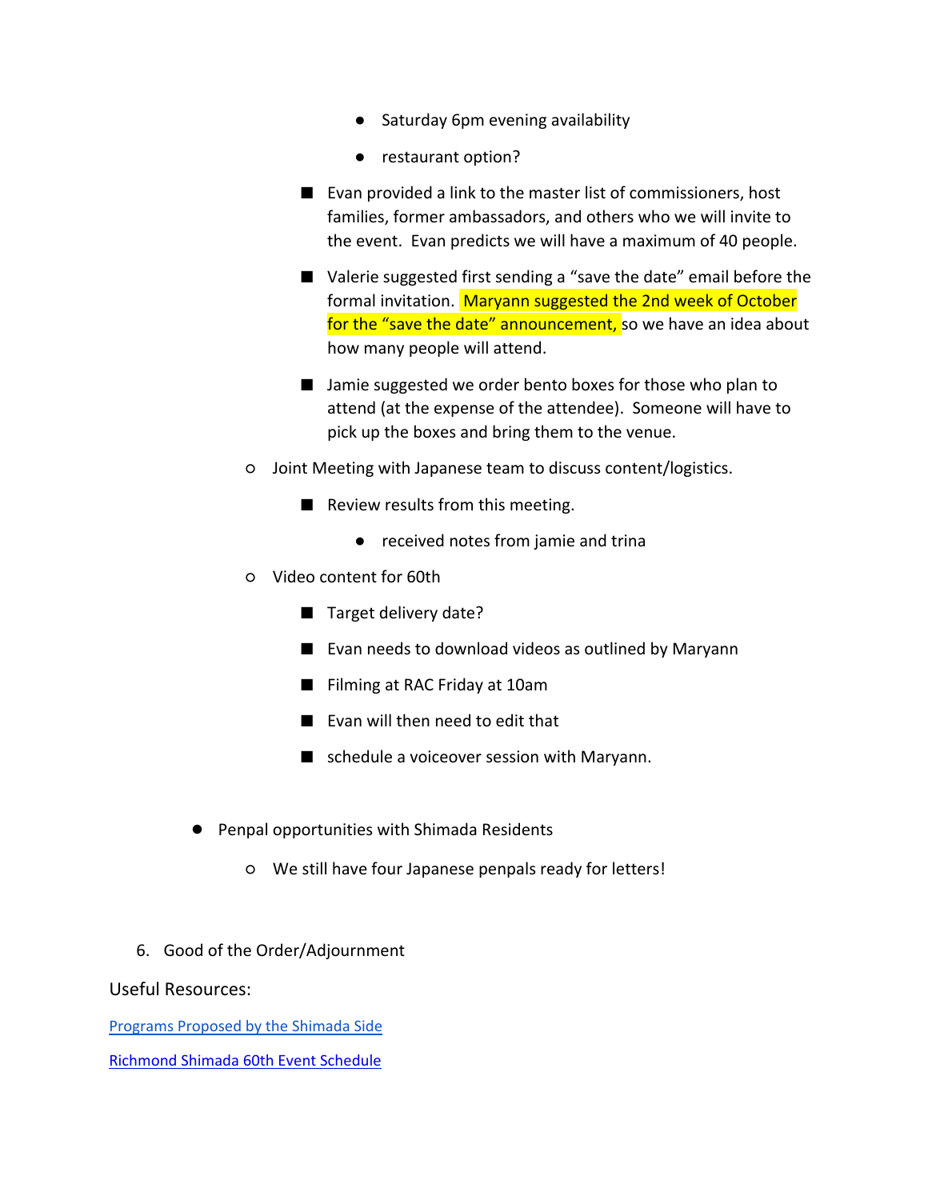- Saturday 6pm evening availability
            - restaurant option?
        - Evan provided a link to the master list of commissioners, host families, former ambassadors, and others who we will invite to the event. Evan predicts we will have a maximum of 40 people.
        - Valerie suggested first sending a "save the date" email before the formal invitation. Maryann suggested the 2nd week of October for the "save the date" announcement, so we have an idea about how many people will attend.
        - Jamie suggested we order bento boxes for those who plan to attend (at the expense of the attendee). Someone will have to pick up the boxes and bring them to the venue.
    - Joint Meeting with Japanese team to discuss content/logistics.
        - Review results from this meeting.
            - received notes from jamie and trina
    - Video content for 60th
        - Target delivery date?
        - Evan needs to download videos as outlined by Maryann
        - Filming at RAC Friday at 10am
        - Evan will then need to edit that
        - schedule a voiceover session with Maryann.

- Penpal opportunities with Shimada Residents
    - We still have four Japanese penpals ready for letters!

6. Good of the Order/Adjournment

Useful Resources:

Programs Proposed by the Shimada Side

Richmond Shimada 60th Event Schedule